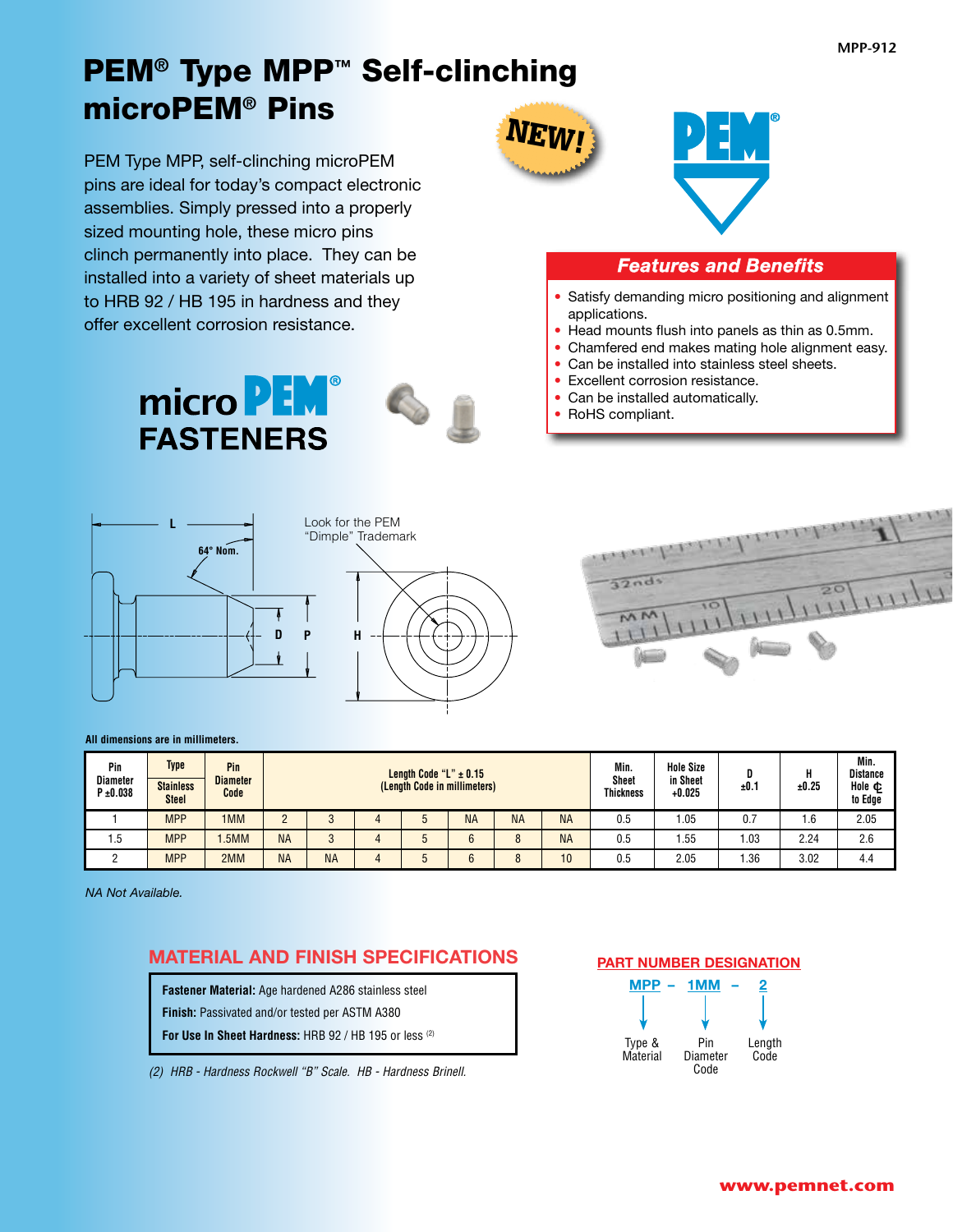# PEM® Type MPP™ Self-clinching microPEM® Pins

PEM Type MPP, self-clinching microPEM pins are ideal for today's compact electronic assemblies. Simply pressed into a properly sized mounting hole, these micro pins clinch permanently into place. They can be installed into a variety of sheet materials up to HRB 92 / HB 195 in hardness and they offer excellent corrosion resistance.

NEW!

micro PEM® FASTENERS

## Features and Benefits

- Satisfy demanding micro positioning and alignment applications.
- Head mounts flush into panels as thin as 0.5mm.
- Chamfered end makes mating hole alignment easy.
- Can be installed into stainless steel sheets.
- Excellent corrosion resistance.
- Can be installed automatically.
- RoHS compliant.

Look for the PEM "Dimple" Trademark

All dimensions are in millimeters.

| Pin Diameter P ±0.038 | Type Stainless Steel | Pin Diameter Code | Length Code "L" ± 0.15 (Length Code in millimeters) | | | | | | | Min. Sheet Thickness | Hole Size in Sheet +0.025 | D ±0.1 | H ±0.25 | Min. Distance Hole ℄ to Edge |
|---|---|---|---|---|---|---|---|---|---|---|---|---|---|---|
| 1 | MPP | 1MM | 2 | 3 | 4 | 5 | NA | NA | NA | 0.5 | 1.05 | 0.7 | 1.6 | 2.05 |
| 1.5 | MPP | 1.5MM | NA | 3 | 4 | 5 | 6 | 8 | NA | 0.5 | 1.55 | 1.03 | 2.24 | 2.6 |
| 2 | MPP | 2MM | NA | NA | 4 | 5 | 6 | 8 | 10 | 0.5 | 2.05 | 1.36 | 3.02 | 4.4 |

*NA Not Available.*

## MATERIAL AND FINISH SPECIFICATIONS

**Fastener Material:** Age hardened A286 stainless steel

**Finish:** Passivated and/or tested per ASTM A380

**For Use In Sheet Hardness:** HRB 92 / HB 195 or less (2)

*(2) HRB - Hardness Rockwell "B" Scale. HB - Hardness Brinell.*

## PART NUMBER DESIGNATION

MPP – 1MM – 2

- MPP: Type & Material
- 1MM: Pin Diameter Code
- 2: Length Code

www.pemnet.com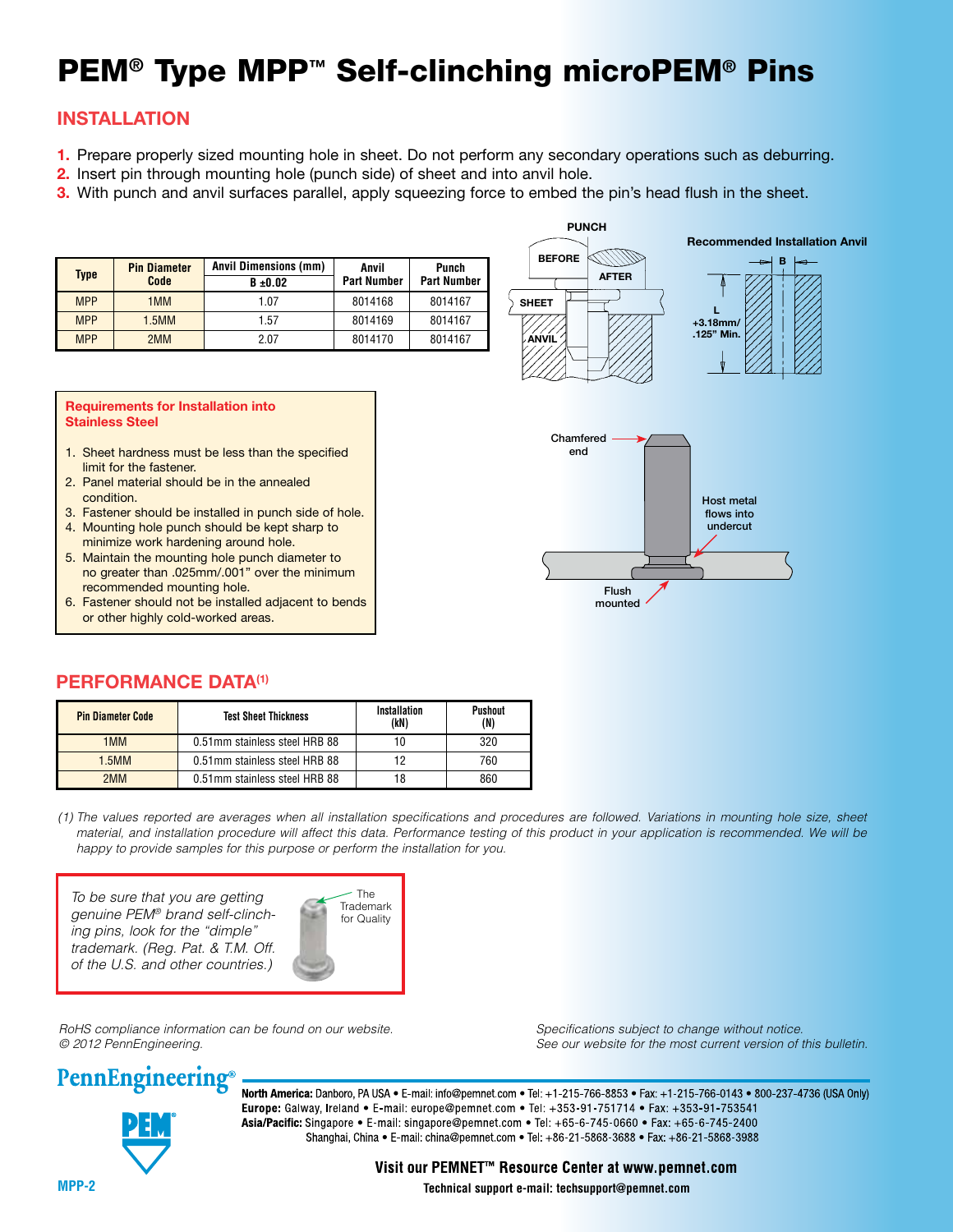# PEM® Type MPP™ Self-clinching microPEM® Pins

## INSTALLATION

1. Prepare properly sized mounting hole in sheet. Do not perform any secondary operations such as deburring.
2. Insert pin through mounting hole (punch side) of sheet and into anvil hole.
3. With punch and anvil surfaces parallel, apply squeezing force to embed the pin's head flush in the sheet.

| Type | Pin Diameter Code | Anvil Dimensions (mm) B ±0.02 | Anvil Part Number | Punch Part Number |
|---|---|---|---|---|
| MPP | 1MM | 1.07 | 8014168 | 8014167 |
| MPP | 1.5MM | 1.57 | 8014169 | 8014167 |
| MPP | 2MM | 2.07 | 8014170 | 8014167 |

PUNCH
BEFORE
AFTER
SHEET
ANVIL

Recommended Installation Anvil
B
L
+3.18mm/
.125" Min.

**Requirements for Installation into Stainless Steel**

1. Sheet hardness must be less than the specified limit for the fastener.
2. Panel material should be in the annealed condition.
3. Fastener should be installed in punch side of hole.
4. Mounting hole punch should be kept sharp to minimize work hardening around hole.
5. Maintain the mounting hole punch diameter to no greater than .025mm/.001" over the minimum recommended mounting hole.
6. Fastener should not be installed adjacent to bends or other highly cold-worked areas.

Chamfered end
Host metal flows into undercut
Flush mounted

## PERFORMANCE DATA[(1)]

| Pin Diameter Code | Test Sheet Thickness | Installation (kN) | Pushout (N) |
|---|---|---|---|
| 1MM | 0.51mm stainless steel HRB 88 | 10 | 320 |
| 1.5MM | 0.51mm stainless steel HRB 88 | 12 | 760 |
| 2MM | 0.51mm stainless steel HRB 88 | 18 | 860 |

*(1) The values reported are averages when all installation specifications and procedures are followed. Variations in mounting hole size, sheet material, and installation procedure will affect this data. Performance testing of this product in your application is recommended. We will be happy to provide samples for this purpose or perform the installation for you.*

*To be sure that you are getting genuine PEM® brand self-clinching pins, look for the "dimple" trademark. (Reg. Pat. & T.M. Off. of the U.S. and other countries.)*

The Trademark for Quality

*RoHS compliance information can be found on our website.*
*© 2012 PennEngineering.*

*Specifications subject to change without notice.*
*See our website for the most current version of this bulletin.*

PennEngineering®

**North America:** Danboro, PA USA • E-mail: info@pemnet.com • Tel: +1-215-766-8853 • Fax: +1-215-766-0143 • 800-237-4736 (USA Only)
**Europe:** Galway, Ireland • E-mail: europe@pemnet.com • Tel: +353-91-751714 • Fax: +353-91-753541
**Asia/Pacific:** Singapore • E-mail: singapore@pemnet.com • Tel: +65-6-745-0660 • Fax: +65-6-745-2400
Shanghai, China • E-mail: china@pemnet.com • Tel: +86-21-5868-3688 • Fax: +86-21-5868-3988

**Visit our PEMNET™ Resource Center at www.pemnet.com**
**Technical support e-mail: techsupport@pemnet.com**

MPP-2